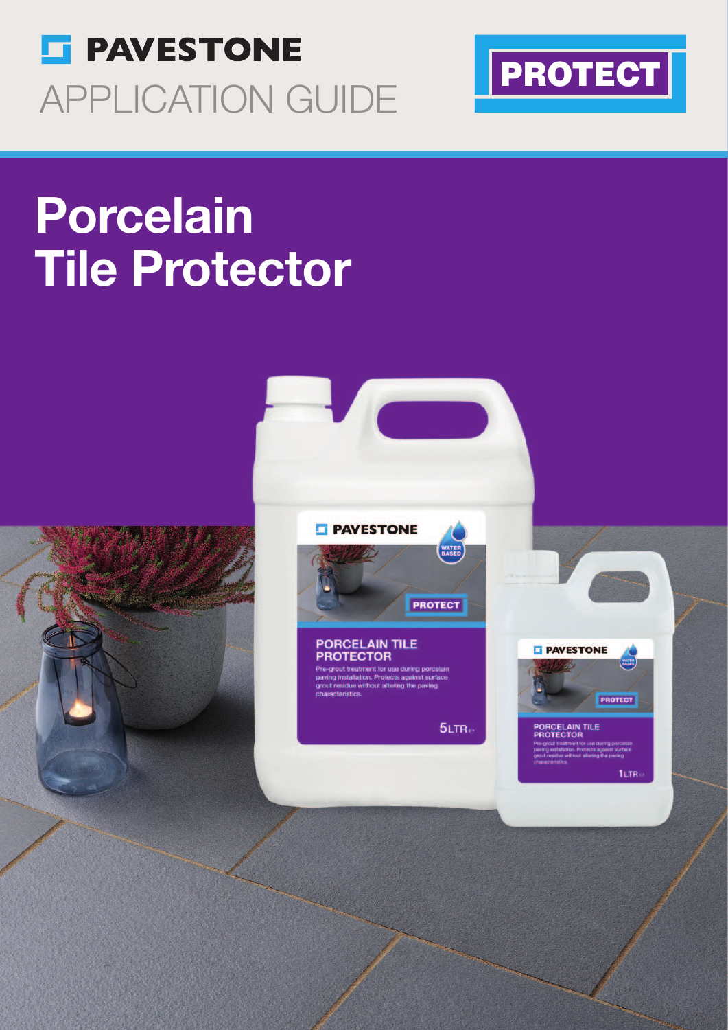PAVESTONE

APPLICATION GUIDE

PROTECT

# Porcelain Tile Protector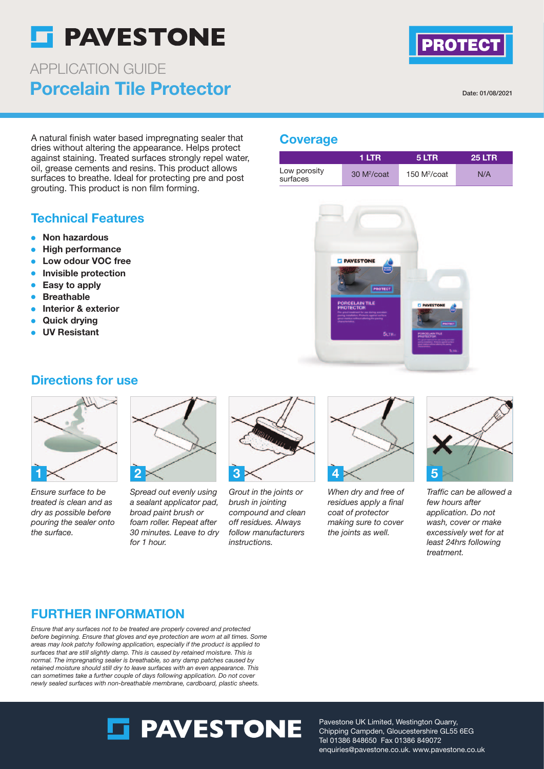# PAVESTONE

APPLICATION GUIDE

## Porcelain Tile Protector

PROTECT

Date: 01/08/2021

A natural finish water based impregnating sealer that dries without altering the appearance. Helps protect against staining. Treated surfaces strongly repel water, oil, grease cements and resins. This product allows surfaces to breathe. Ideal for protecting pre and post grouting. This product is non film forming.

## Coverage

| | 1 LTR | 5 LTR | 25 LTR |
|---|---|---|---|
| Low porosity surfaces | 30 $M^2$/coat | 150 $M^2$/coat | N/A |

## Technical Features

- **Non hazardous**
- **High performance**
- **Low odour VOC free**
- **Invisible protection**
- **Easy to apply**
- **Breathable**
- **Interior & exterior**
- **Quick drying**
- **UV Resistant**

## Directions for use

1. *Ensure surface to be treated is clean and as dry as possible before pouring the sealer onto the surface.*
2. *Spread out evenly using a sealant applicator pad, broad paint brush or foam roller. Repeat after 30 minutes. Leave to dry for 1 hour.*
3. *Grout in the joints or brush in jointing compound and clean off residues. Always follow manufacturers instructions.*
4. *When dry and free of residues apply a final coat of protector making sure to cover the joints as well.*
5. *Traffic can be allowed a few hours after application. Do not wash, cover or make excessively wet for at least 24hrs following treatment.*

## FURTHER INFORMATION

*Ensure that any surfaces not to be treated are properly covered and protected before beginning. Ensure that gloves and eye protection are worn at all times. Some areas may look patchy following application, especially if the product is applied to surfaces that are still slightly damp. This is caused by retained moisture. This is normal. The impregnating sealer is breathable, so any damp patches caused by retained moisture should still dry to leave surfaces with an even appearance. This can sometimes take a further couple of days following application. Do not cover newly sealed surfaces with non-breathable membrane, cardboard, plastic sheets.*

PAVESTONE

Pavestone UK Limited, Westington Quarry, Chipping Campden, Gloucestershire GL55 6EG
Tel 01386 848650 Fax 01386 849072
enquiries@pavestone.co.uk. www.pavestone.co.uk